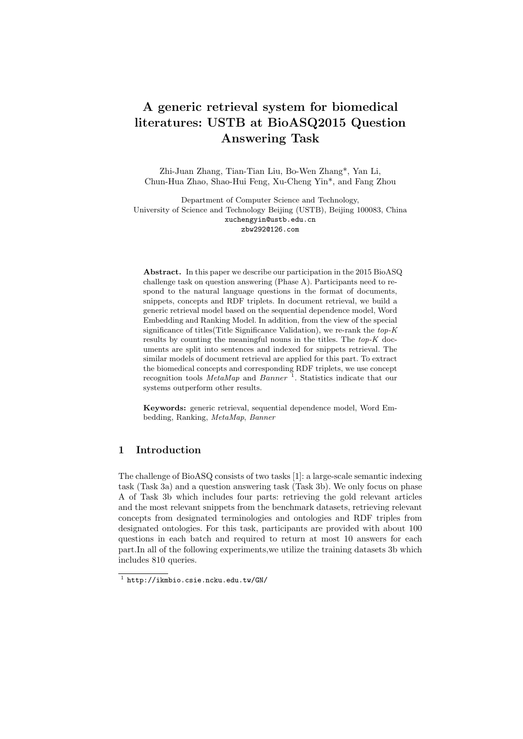# A generic retrieval system for biomedical literatures: USTB at BioASQ2015 Question Answering Task

Zhi-Juan Zhang, Tian-Tian Liu, Bo-Wen Zhang*, Yan Li, Chun-Hua Zhao, Shao-Hui Feng, Xu-Cheng Yin*, and Fang Zhou

Department of Computer Science and Technology,
University of Science and Technology Beijing (USTB), Beijing 100083, China
xuchengyin@ustb.edu.cn
zbw292@126.com

**Abstract.** In this paper we describe our participation in the 2015 BioASQ challenge task on question answering (Phase A). Participants need to respond to the natural language questions in the format of documents, snippets, concepts and RDF triplets. In document retrieval, we build a generic retrieval model based on the sequential dependence model, Word Embedding and Ranking Model. In addition, from the view of the special significance of titles(Title Significance Validation), we re-rank the *top-K* results by counting the meaningful nouns in the titles. The *top-K* documents are split into sentences and indexed for snippets retrieval. The similar models of document retrieval are applied for this part. To extract the biomedical concepts and corresponding RDF triplets, we use concept recognition tools *MetaMap* and *Banner* [1]. Statistics indicate that our systems outperform other results.

**Keywords:** generic retrieval, sequential dependence model, Word Embedding, Ranking, *MetaMap*, *Banner*

## 1 Introduction

The challenge of BioASQ consists of two tasks [1]: a large-scale semantic indexing task (Task 3a) and a question answering task (Task 3b). We only focus on phase A of Task 3b which includes four parts: retrieving the gold relevant articles and the most relevant snippets from the benchmark datasets, retrieving relevant concepts from designated terminologies and ontologies and RDF triples from designated ontologies. For this task, participants are provided with about 100 questions in each batch and required to return at most 10 answers for each part.In all of the following experiments,we utilize the training datasets 3b which includes 810 queries.

[1] http://ikmbio.csie.ncku.edu.tw/GN/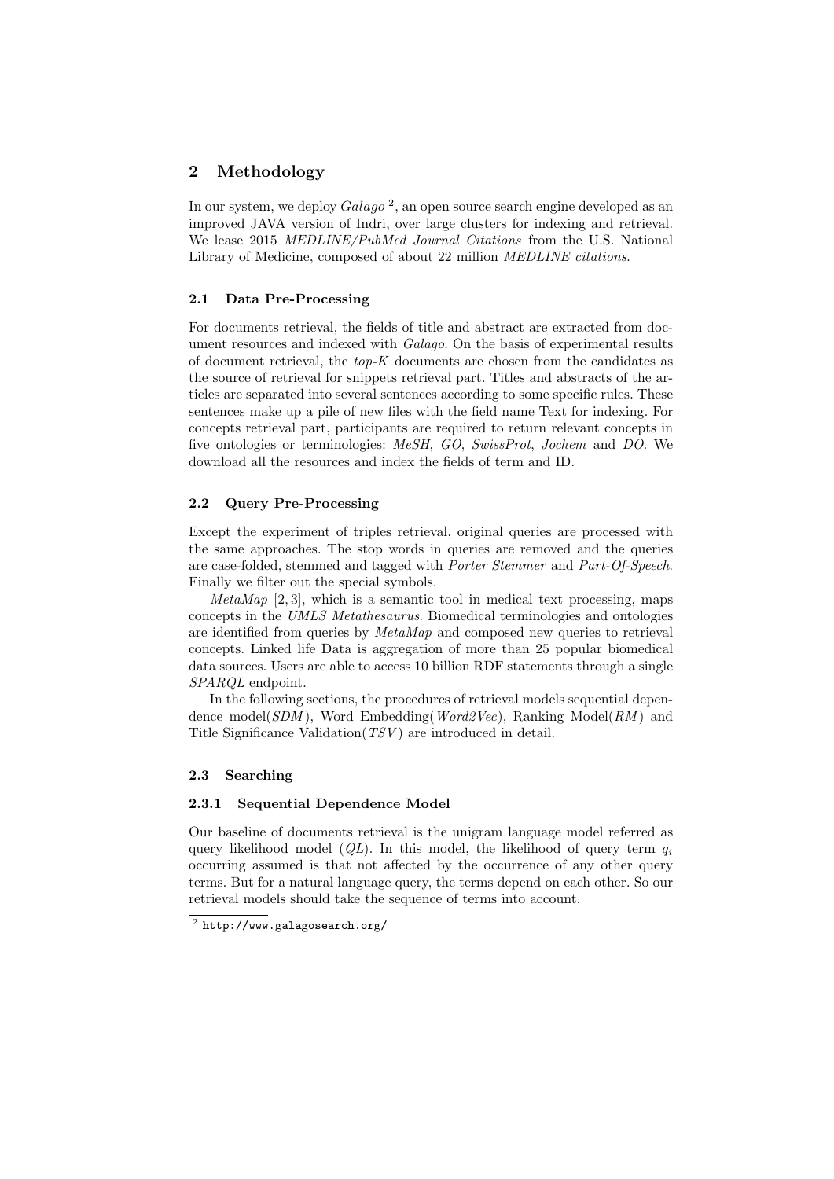## 2 Methodology

In our system, we deploy *Galago* [2], an open source search engine developed as an improved JAVA version of Indri, over large clusters for indexing and retrieval. We lease 2015 *MEDLINE/PubMed Journal Citations* from the U.S. National Library of Medicine, composed of about 22 million *MEDLINE citations*.

### 2.1 Data Pre-Processing

For documents retrieval, the fields of title and abstract are extracted from document resources and indexed with *Galago*. On the basis of experimental results of document retrieval, the *top-K* documents are chosen from the candidates as the source of retrieval for snippets retrieval part. Titles and abstracts of the articles are separated into several sentences according to some specific rules. These sentences make up a pile of new files with the field name Text for indexing. For concepts retrieval part, participants are required to return relevant concepts in five ontologies or terminologies: *MeSH*, *GO*, *SwissProt*, *Jochem* and *DO*. We download all the resources and index the fields of term and ID.

### 2.2 Query Pre-Processing

Except the experiment of triples retrieval, original queries are processed with the same approaches. The stop words in queries are removed and the queries are case-folded, stemmed and tagged with *Porter Stemmer* and *Part-Of-Speech*. Finally we filter out the special symbols.

*MetaMap* [2, 3], which is a semantic tool in medical text processing, maps concepts in the *UMLS Metathesaurus*. Biomedical terminologies and ontologies are identified from queries by *MetaMap* and composed new queries to retrieval concepts. Linked life Data is aggregation of more than 25 popular biomedical data sources. Users are able to access 10 billion RDF statements through a single *SPARQL* endpoint.

In the following sections, the procedures of retrieval models sequential dependence model(*SDM*), Word Embedding(*Word2Vec*), Ranking Model(*RM*) and Title Significance Validation(*TSV*) are introduced in detail.

### 2.3 Searching

#### 2.3.1 Sequential Dependence Model

Our baseline of documents retrieval is the unigram language model referred as query likelihood model (*QL*). In this model, the likelihood of query term $q_i$ occurring assumed is that not affected by the occurrence of any other query terms. But for a natural language query, the terms depend on each other. So our retrieval models should take the sequence of terms into account.

[2] http://www.galagosearch.org/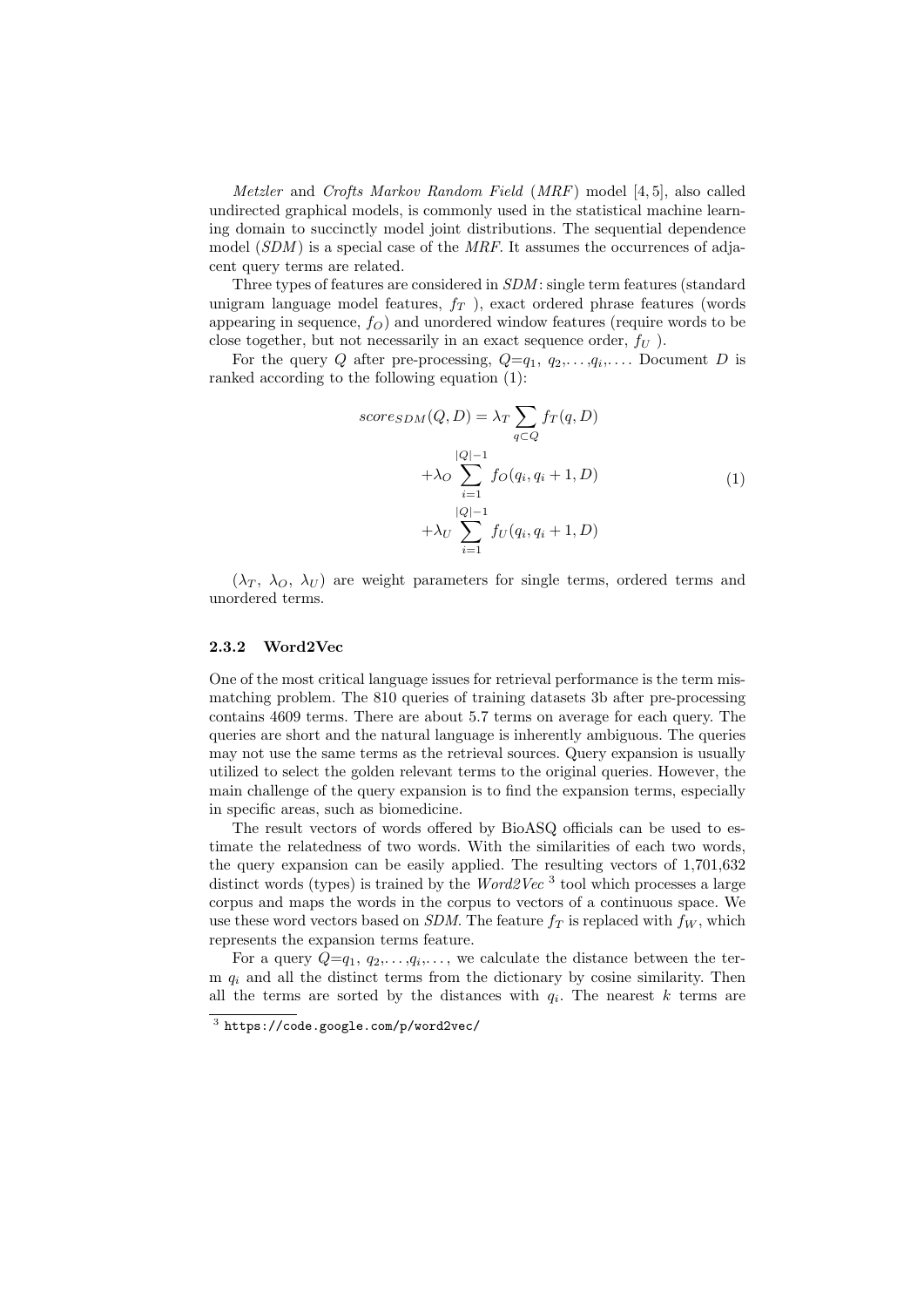*Metzler* and *Crofts Markov Random Field* (*MRF*) model [4, 5], also called undirected graphical models, is commonly used in the statistical machine learning domain to succinctly model joint distributions. The sequential dependence model (*SDM*) is a special case of the *MRF*. It assumes the occurrences of adjacent query terms are related.

Three types of features are considered in *SDM*: single term features (standard unigram language model features, $f_T$ ), exact ordered phrase features (words appearing in sequence, $f_O$) and unordered window features (require words to be close together, but not necessarily in an exact sequence order, $f_U$ ).

For the query $Q$ after pre-processing, $Q$=$q_1$, $q_2$,. . . ,$q_i$,. . . . Document $D$ is ranked according to the following equation (1):

$$
\begin{aligned}
score_{SDM}(Q, D) = \lambda_T \sum_{q \subset Q} f_T(q, D) \\
+\lambda_O \sum_{i=1}^{|Q|-1} f_O(q_i, q_i + 1, D) \\
+\lambda_U \sum_{i=1}^{|Q|-1} f_U(q_i, q_i + 1, D)
\end{aligned}
\tag{1}
$$

($\lambda_T$, $\lambda_O$, $\lambda_U$) are weight parameters for single terms, ordered terms and unordered terms.

### 2.3.2 Word2Vec

One of the most critical language issues for retrieval performance is the term mismatching problem. The 810 queries of training datasets 3b after pre-processing contains 4609 terms. There are about 5.7 terms on average for each query. The queries are short and the natural language is inherently ambiguous. The queries may not use the same terms as the retrieval sources. Query expansion is usually utilized to select the golden relevant terms to the original queries. However, the main challenge of the query expansion is to find the expansion terms, especially in specific areas, such as biomedicine.

The result vectors of words offered by BioASQ officials can be used to estimate the relatedness of two words. With the similarities of each two words, the query expansion can be easily applied. The resulting vectors of 1,701,632 distinct words (types) is trained by the *Word2Vec* [3] tool which processes a large corpus and maps the words in the corpus to vectors of a continuous space. We use these word vectors based on *SDM*. The feature $f_T$ is replaced with $f_W$, which represents the expansion terms feature.

For a query $Q$=$q_1$, $q_2$,. . . ,$q_i$,. . . , we calculate the distance between the term $q_i$ and all the distinct terms from the dictionary by cosine similarity. Then all the terms are sorted by the distances with $q_i$. The nearest $k$ terms are

[3] https://code.google.com/p/word2vec/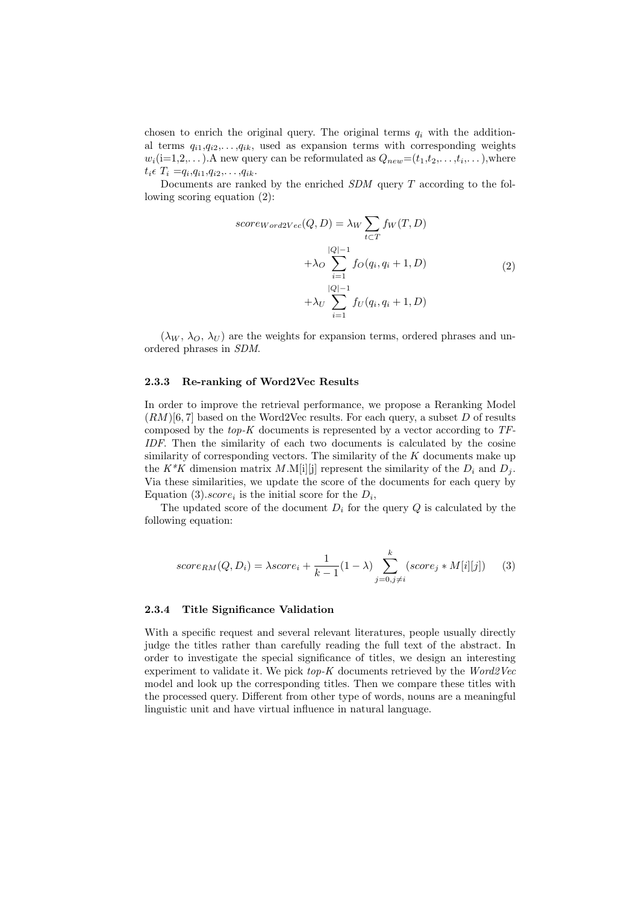chosen to enrich the original query. The original terms $q_i$ with the additional terms $q_{i1}$,$q_{i2}$,. . . ,$q_{ik}$, used as expansion terms with corresponding weights $w_i$(i=1,2,. . . ).A new query can be reformulated as $Q_{new}$=($t_1$,$t_2$,. . . ,$t_i$,. . . ),where $t_i \epsilon$ $T_i$ =$q_i$,$q_{i1}$,$q_{i2}$,. . . ,$q_{ik}$.

Documents are ranked by the enriched *SDM* query $T$ according to the following scoring equation (2):

$$
\begin{aligned}
score_{Word2Vec}(Q, D) = \lambda_W \sum_{t \subset T} f_W(T, D) \\
+\lambda_O \sum_{i=1}^{|Q|-1} f_O(q_i, q_i + 1, D) \\
+\lambda_U \sum_{i=1}^{|Q|-1} f_U(q_i, q_i + 1, D)
\end{aligned}
\tag{2}
$$

($\lambda_W$, $\lambda_O$, $\lambda_U$) are the weights for expansion terms, ordered phrases and unordered phrases in *SDM*.

### 2.3.3 Re-ranking of Word2Vec Results

In order to improve the retrieval performance, we propose a Reranking Model (*RM*)[6, 7] based on the Word2Vec results. For each query, a subset $D$ of results composed by the *top-K* documents is represented by a vector according to *TF-IDF*. Then the similarity of each two documents is calculated by the cosine similarity of corresponding vectors. The similarity of the $K$ documents make up the $K$*$K$ dimension matrix $M$.M[i][j] represent the similarity of the $D_i$ and $D_j$. Via these similarities, we update the score of the documents for each query by Equation (3).$score_i$ is the initial score for the $D_i$,

The updated score of the document $D_i$ for the query $Q$ is calculated by the following equation:

$$
score_{RM}(Q, D_i) = \lambda score_i + \frac{1}{k-1}(1-\lambda) \sum_{j=0, j \neq i}^{k} (score_j * M[i][j]) \tag{3}
$$

### 2.3.4 Title Significance Validation

With a specific request and several relevant literatures, people usually directly judge the titles rather than carefully reading the full text of the abstract. In order to investigate the special significance of titles, we design an interesting experiment to validate it. We pick *top-K* documents retrieved by the *Word2Vec* model and look up the corresponding titles. Then we compare these titles with the processed query. Different from other type of words, nouns are a meaningful linguistic unit and have virtual influence in natural language.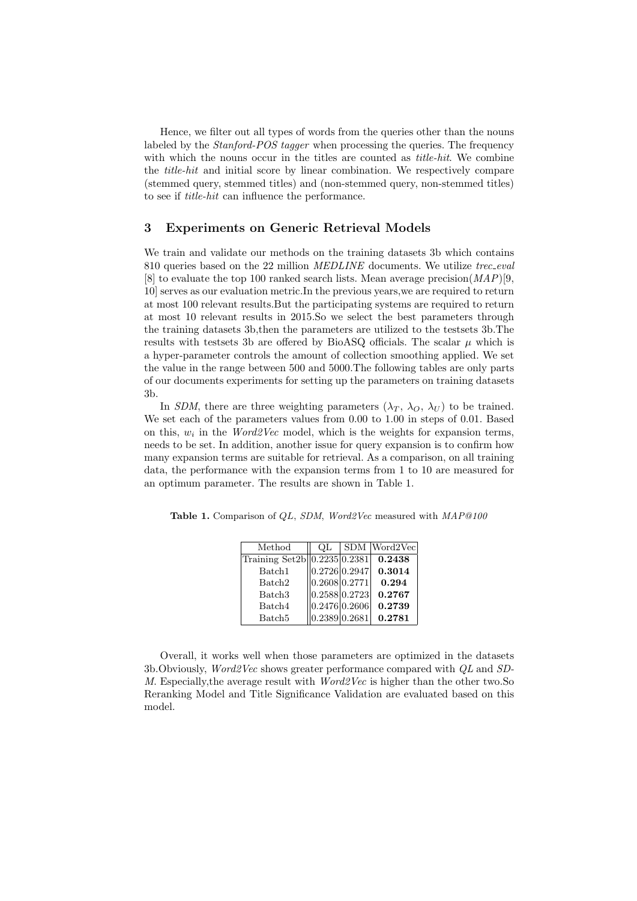Hence, we filter out all types of words from the queries other than the nouns labeled by the *Stanford-POS tagger* when processing the queries. The frequency with which the nouns occur in the titles are counted as *title-hit*. We combine the *title-hit* and initial score by linear combination. We respectively compare (stemmed query, stemmed titles) and (non-stemmed query, non-stemmed titles) to see if *title-hit* can influence the performance.

## 3 Experiments on Generic Retrieval Models

We train and validate our methods on the training datasets 3b which contains 810 queries based on the 22 million *MEDLINE* documents. We utilize *trec_eval* [8] to evaluate the top 100 ranked search lists. Mean average precision(*MAP*)[9, 10] serves as our evaluation metric.In the previous years,we are required to return at most 100 relevant results.But the participating systems are required to return at most 10 relevant results in 2015.So we select the best parameters through the training datasets 3b,then the parameters are utilized to the testsets 3b.The results with testsets 3b are offered by BioASQ officials. The scalar $\mu$ which is a hyper-parameter controls the amount of collection smoothing applied. We set the value in the range between 500 and 5000.The following tables are only parts of our documents experiments for setting up the parameters on training datasets 3b.

In *SDM*, there are three weighting parameters ($\lambda_T$, $\lambda_O$, $\lambda_U$) to be trained. We set each of the parameters values from 0.00 to 1.00 in steps of 0.01. Based on this, $w_i$ in the *Word2Vec* model, which is the weights for expansion terms, needs to be set. In addition, another issue for query expansion is to confirm how many expansion terms are suitable for retrieval. As a comparison, on all training data, the performance with the expansion terms from 1 to 10 are measured for an optimum parameter. The results are shown in Table 1.

**Table 1.** Comparison of *QL*, *SDM*, *Word2Vec* measured with *MAP@100*

| Method | QL | SDM | Word2Vec |
|---|---|---|---|
| Training Set2b | 0.2235 | 0.2381 | **0.2438** |
| Batch1 | 0.2726 | 0.2947 | **0.3014** |
| Batch2 | 0.2608 | 0.2771 | **0.294** |
| Batch3 | 0.2588 | 0.2723 | **0.2767** |
| Batch4 | 0.2476 | 0.2606 | **0.2739** |
| Batch5 | 0.2389 | 0.2681 | **0.2781** |

Overall, it works well when those parameters are optimized in the datasets 3b.Obviously, *Word2Vec* shows greater performance compared with *QL* and *SDM*. Especially,the average result with *Word2Vec* is higher than the other two.So Reranking Model and Title Significance Validation are evaluated based on this model.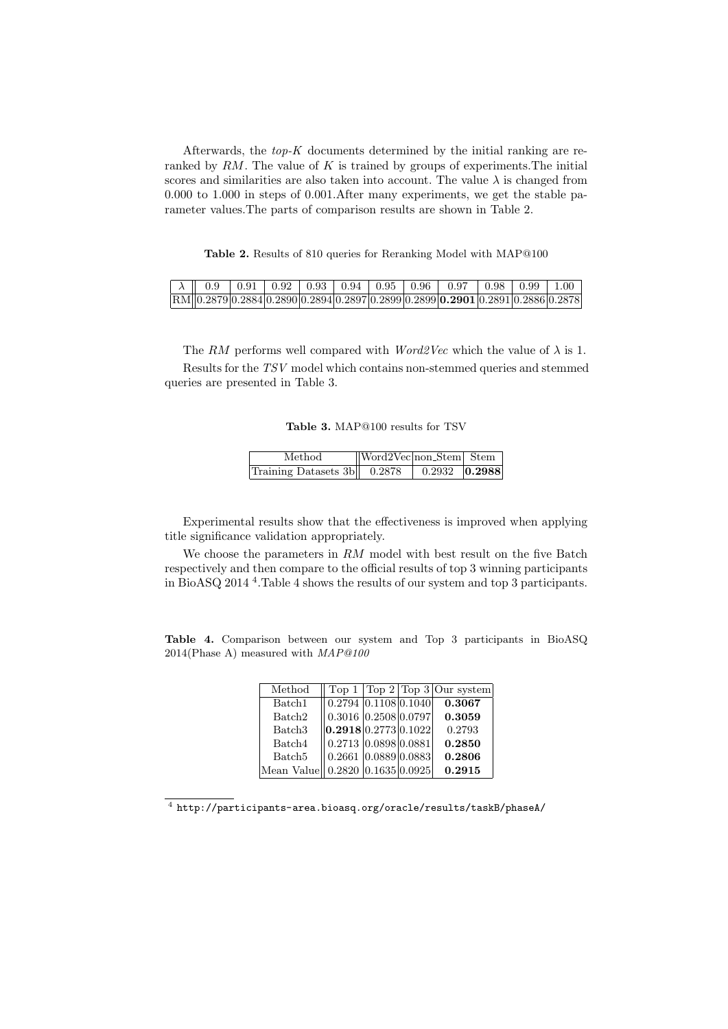Afterwards, the *top-K* documents determined by the initial ranking are reranked by *RM*. The value of $K$ is trained by groups of experiments.The initial scores and similarities are also taken into account. The value $\lambda$ is changed from 0.000 to 1.000 in steps of 0.001.After many experiments, we get the stable parameter values.The parts of comparison results are shown in Table 2.

**Table 2.** Results of 810 queries for Reranking Model with MAP@100

| $\lambda$ | 0.9 | 0.91 | 0.92 | 0.93 | 0.94 | 0.95 | 0.96 | 0.97 | 0.98 | 0.99 | 1.00 |
|---|---|---|---|---|---|---|---|---|---|---|---|
| RM | 0.2879 | 0.2884 | 0.2890 | 0.2894 | 0.2897 | 0.2899 | 0.2899 | **0.2901** | 0.2891 | 0.2886 | 0.2878 |

The *RM* performs well compared with *Word2Vec* which the value of $\lambda$ is 1.

Results for the *TSV* model which contains non-stemmed queries and stemmed queries are presented in Table 3.

**Table 3.** MAP@100 results for TSV

| Method | Word2Vec | non_Stem | Stem |
|---|---|---|---|
| Training Datasets 3b | 0.2878 | 0.2932 | **0.2988** |

Experimental results show that the effectiveness is improved when applying title significance validation appropriately.

We choose the parameters in *RM* model with best result on the five Batch respectively and then compare to the official results of top 3 winning participants in BioASQ 2014 [4].Table 4 shows the results of our system and top 3 participants.

**Table 4.** Comparison between our system and Top 3 participants in BioASQ 2014(Phase A) measured with *MAP@100*

| Method | Top 1 | Top 2 | Top 3 | Our system |
|---|---|---|---|---|
| Batch1 | 0.2794 | 0.1108 | 0.1040 | **0.3067** |
| Batch2 | 0.3016 | 0.2508 | 0.0797 | **0.3059** |
| Batch3 | **0.2918** | 0.2773 | 0.1022 | 0.2793 |
| Batch4 | 0.2713 | 0.0898 | 0.0881 | **0.2850** |
| Batch5 | 0.2661 | 0.0889 | 0.0883 | **0.2806** |
| Mean Value | 0.2820 | 0.1635 | 0.0925 | **0.2915** |

[4] http://participants-area.bioasq.org/oracle/results/taskB/phaseA/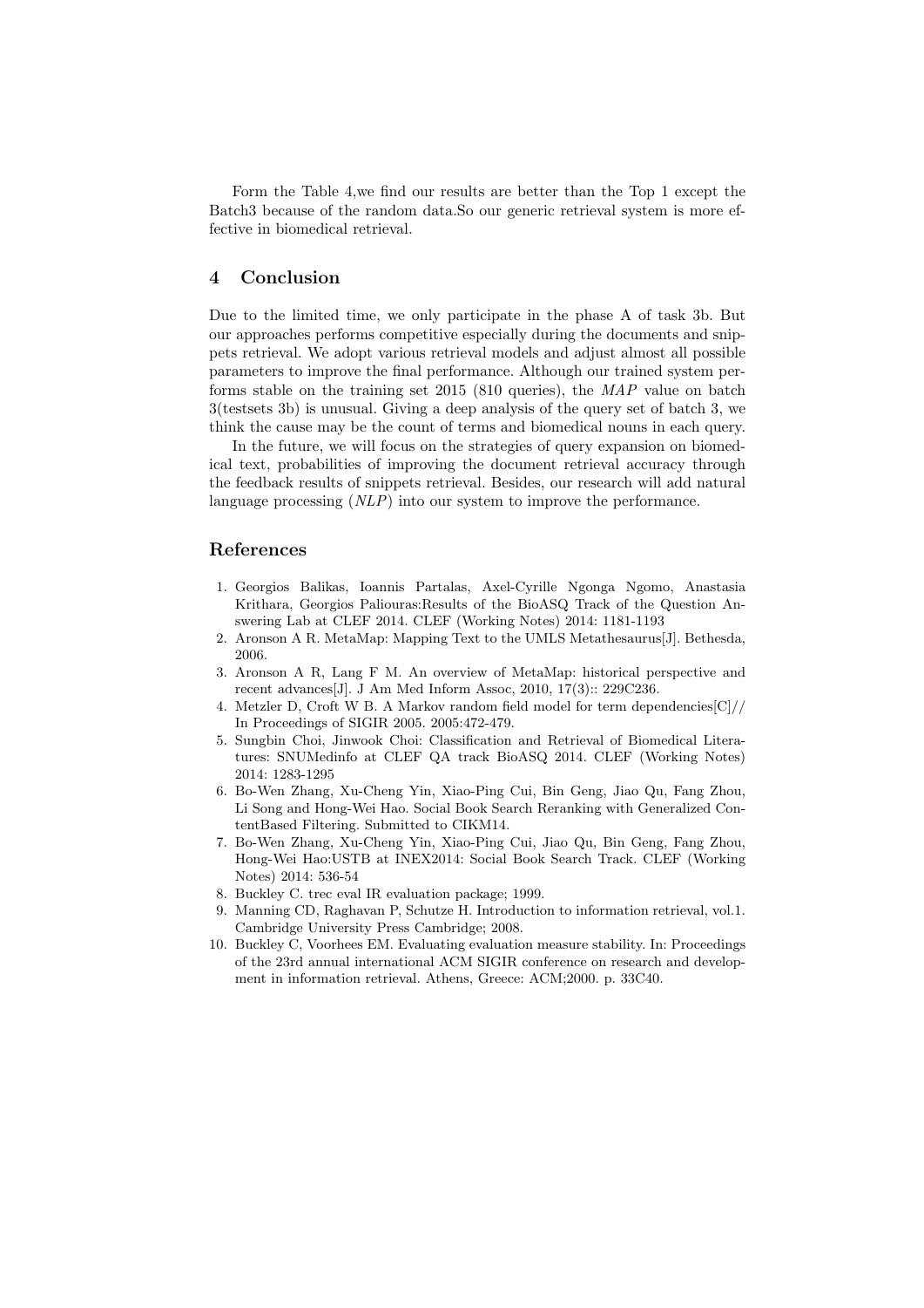Form the Table 4,we find our results are better than the Top 1 except the Batch3 because of the random data.So our generic retrieval system is more effective in biomedical retrieval.

## 4 Conclusion

Due to the limited time, we only participate in the phase A of task 3b. But our approaches performs competitive especially during the documents and snippets retrieval. We adopt various retrieval models and adjust almost all possible parameters to improve the final performance. Although our trained system performs stable on the training set 2015 (810 queries), the *MAP* value on batch 3(testsets 3b) is unusual. Giving a deep analysis of the query set of batch 3, we think the cause may be the count of terms and biomedical nouns in each query.

In the future, we will focus on the strategies of query expansion on biomedical text, probabilities of improving the document retrieval accuracy through the feedback results of snippets retrieval. Besides, our research will add natural language processing (*NLP*) into our system to improve the performance.

## References

1. Georgios Balikas, Ioannis Partalas, Axel-Cyrille Ngonga Ngomo, Anastasia Krithara, Georgios Paliouras:Results of the BioASQ Track of the Question Answering Lab at CLEF 2014. CLEF (Working Notes) 2014: 1181-1193
2. Aronson A R. MetaMap: Mapping Text to the UMLS Metathesaurus[J]. Bethesda, 2006.
3. Aronson A R, Lang F M. An overview of MetaMap: historical perspective and recent advances[J]. J Am Med Inform Assoc, 2010, 17(3):: 229C236.
4. Metzler D, Croft W B. A Markov random field model for term dependencies[C]// In Proceedings of SIGIR 2005. 2005:472-479.
5. Sungbin Choi, Jinwook Choi: Classification and Retrieval of Biomedical Literatures: SNUMedinfo at CLEF QA track BioASQ 2014. CLEF (Working Notes) 2014: 1283-1295
6. Bo-Wen Zhang, Xu-Cheng Yin, Xiao-Ping Cui, Bin Geng, Jiao Qu, Fang Zhou, Li Song and Hong-Wei Hao. Social Book Search Reranking with Generalized ContentBased Filtering. Submitted to CIKM14.
7. Bo-Wen Zhang, Xu-Cheng Yin, Xiao-Ping Cui, Jiao Qu, Bin Geng, Fang Zhou, Hong-Wei Hao:USTB at INEX2014: Social Book Search Track. CLEF (Working Notes) 2014: 536-54
8. Buckley C. trec eval IR evaluation package; 1999.
9. Manning CD, Raghavan P, Schutze H. Introduction to information retrieval, vol.1. Cambridge University Press Cambridge; 2008.
10. Buckley C, Voorhees EM. Evaluating evaluation measure stability. In: Proceedings of the 23rd annual international ACM SIGIR conference on research and development in information retrieval. Athens, Greece: ACM;2000. p. 33C40.